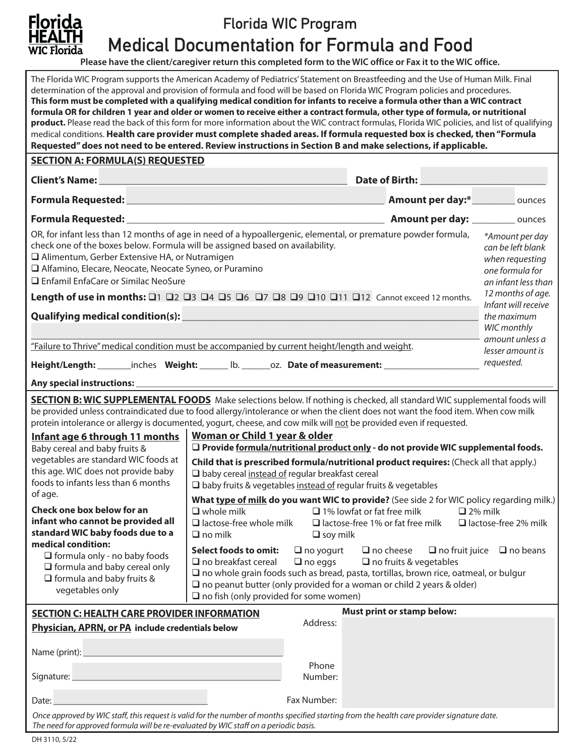# Florida WIC Program

## Medical Documentation for Formula and Food

**Please have the client/caregiver return this completed form to the WIC office or Fax it to the WIC office.**

The Florida WIC Program supports the American Academy of Pediatrics' Statement on Breastfeeding and the Use of Human Milk. Final determination of the approval and provision of formula and food will be based on Florida WIC Program policies and procedures. **This form must be completed with a qualifying medical condition for infants to receive a formula other than a WIC contract formula OR for children 1 year and older or women to receive either a contract formula, other type of formula, or nutritional product.** Please read the back of this form for more information about the WIC contract formulas, Florida WIC policies, and list of qualifying medical conditions. **Health care provider must complete shaded areas. If formula requested box is checked, then "Formula Requested" does not need to be entered. Review instructions in Section B and make selections, if applicable.**

### SECTION A: FORMULA(S) REQUESTED

**Client's Name:** ______________________ **Date of Birth:** ______________________

**Formula Requested:** ______________________ **Amount per day:*** ________ ounces

**Formula Requested:** ______________________ **Amount per day:** ________ ounces

OR, for infant less than 12 months of age in need of a hypoallergenic, elemental, or premature powder formula, check one of the boxes below. Formula will be assigned based on availability.

- ❑ Alimentum, Gerber Extensive HA, or Nutramigen
- ❑ Alfamino, Elecare, Neocate, Neocate Syneo, or Puramino
- ❑ Enfamil EnfaCare or Similac NeoSure

**Length of use in months:** ❑1 ❑2 ❑3 ❑4 ❑5 ❑6 ❑7 ❑8 ❑9 ❑10 ❑11 ❑12 Cannot exceed 12 months.

**Qualifying medical condition(s):** ______________________

______________________

"Failure to Thrive" medical condition must be accompanied by current height/length and weight.

**Height/Length:** ______ inches **Weight:** ______ lb. ______ oz. **Date of measurement:** ______________

*\*Amount per day can be left blank when requesting one formula for an infant less than 12 months of age. Infant will receive the maximum WIC monthly amount unless a lesser amount is requested.*

**Any special instructions:** ______________________

### SECTION B: WIC SUPPLEMENTAL FOODS

Make selections below. If nothing is checked, all standard WIC supplemental foods will be provided unless contraindicated due to food allergy/intolerance or when the client does not want the food item. When cow milk protein intolerance or allergy is documented, yogurt, cheese, and cow milk will not be provided even if requested.

**Infant age 6 through 11 months**

Baby cereal and baby fruits & vegetables are standard WIC foods at this age. WIC does not provide baby foods to infants less than 6 months of age.

**Check one box below for an infant who cannot be provided all standard WIC baby foods due to a medical condition:**

- ❑ formula only - no baby foods
- ❑ formula and baby cereal only
- ❑ formula and baby fruits & vegetables only

**Woman or Child 1 year & older**

❑ **Provide formula/nutritional product only - do not provide WIC supplemental foods.**

**Child that is prescribed formula/nutritional product requires:** (Check all that apply.)

- ❑ baby cereal instead of regular breakfast cereal
- ❑ baby fruits & vegetables instead of regular fruits & vegetables

**What type of milk do you want WIC to provide?** (See side 2 for WIC policy regarding milk.)

❑ whole milk ❑ 1% lowfat or fat free milk ❑ 2% milk
❑ lactose-free whole milk ❑ lactose-free 1% or fat free milk ❑ lactose-free 2% milk
❑ no milk ❑ soy milk

**Select foods to omit:** ❑ no yogurt ❑ no cheese ❑ no fruit juice ❑ no beans
❑ no breakfast cereal ❑ no eggs ❑ no fruits & vegetables
❑ no whole grain foods such as bread, pasta, tortillas, brown rice, oatmeal, or bulgur
❑ no peanut butter (only provided for a woman or child 2 years & older)
❑ no fish (only provided for some women)

### SECTION C: HEALTH CARE PROVIDER INFORMATION

**Physician, APRN, or PA include credentials below**

Name (print): ______________________

Signature: ______________________

Date: ______________________

**Must print or stamp below:**

Address:

Phone Number:

Fax Number:

*Once approved by WIC staff, this request is valid for the number of months specified starting from the health care provider signature date. The need for approved formula will be re-evaluated by WIC staff on a periodic basis.*

DH 3110, 5/22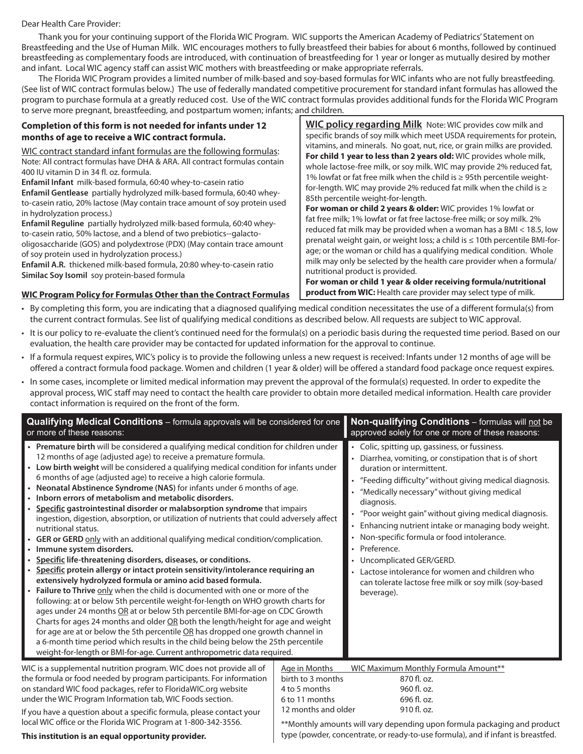Dear Health Care Provider:

Thank you for your continuing support of the Florida WIC Program. WIC supports the American Academy of Pediatrics' Statement on Breastfeeding and the Use of Human Milk. WIC encourages mothers to fully breastfeed their babies for about 6 months, followed by continued breastfeeding as complementary foods are introduced, with continuation of breastfeeding for 1 year or longer as mutually desired by mother and infant. Local WIC agency staff can assist WIC mothers with breastfeeding or make appropriate referrals.

The Florida WIC Program provides a limited number of milk-based and soy-based formulas for WIC infants who are not fully breastfeeding. (See list of WIC contract formulas below.) The use of federally mandated competitive procurement for standard infant formulas has allowed the program to purchase formula at a greatly reduced cost. Use of the WIC contract formulas provides additional funds for the Florida WIC Program to serve more pregnant, breastfeeding, and postpartum women; infants; and children.

**Completion of this form is not needed for infants under 12 months of age to receive a WIC contract formula.**

WIC contract standard infant formulas are the following formulas:
Note: All contract formulas have DHA & ARA. All contract formulas contain 400 IU vitamin D in 34 fl. oz. formula.

**Enfamil Infant** milk-based formula, 60:40 whey-to-casein ratio
**Enfamil Gentlease** partially hydrolyzed milk-based formula, 60:40 whey-to-casein ratio, 20% lactose (May contain trace amount of soy protein used in hydrolyzation process.)
**Enfamil Reguline** partially hydrolyzed milk-based formula, 60:40 whey-to-casein ratio, 50% lactose, and a blend of two prebiotics--galacto-oligosaccharide (GOS) and polydextrose (PDX) (May contain trace amount of soy protein used in hydrolyzation process.)
**Enfamil A.R.** thickened milk-based formula, 20:80 whey-to-casein ratio
**Similac Soy Isomil** soy protein-based formula

**WIC policy regarding Milk** Note: WIC provides cow milk and specific brands of soy milk which meet USDA requirements for protein, vitamins, and minerals. No goat, nut, rice, or grain milks are provided.
**For child 1 year to less than 2 years old:** WIC provides whole milk, whole lactose-free milk, or soy milk. WIC may provide 2% reduced fat, 1% lowfat or fat free milk when the child is ≥ 95th percentile weight-for-length. WIC may provide 2% reduced fat milk when the child is ≥ 85th percentile weight-for-length.
**For woman or child 2 years & older:** WIC provides 1% lowfat or fat free milk; 1% lowfat or fat free lactose-free milk; or soy milk. 2% reduced fat milk may be provided when a woman has a BMI < 18.5, low prenatal weight gain, or weight loss; a child is ≤ 10th percentile BMI-for-age; or the woman or child has a qualifying medical condition. Whole milk may only be selected by the health care provider when a formula/nutritional product is provided.
**For woman or child 1 year & older receiving formula/nutritional product from WIC:** Health care provider may select type of milk.

**WIC Program Policy for Formulas Other than the Contract Formulas**

- By completing this form, you are indicating that a diagnosed qualifying medical condition necessitates the use of a different formula(s) from the current contract formulas. See list of qualifying medical conditions as described below. All requests are subject to WIC approval.
- It is our policy to re-evaluate the client's continued need for the formula(s) on a periodic basis during the requested time period. Based on our evaluation, the health care provider may be contacted for updated information for the approval to continue.
- If a formula request expires, WIC's policy is to provide the following unless a new request is received: Infants under 12 months of age will be offered a contract formula food package. Women and children (1 year & older) will be offered a standard food package once request expires.
- In some cases, incomplete or limited medical information may prevent the approval of the formula(s) requested. In order to expedite the approval process, WIC staff may need to contact the health care provider to obtain more detailed medical information. Health care provider contact information is required on the front of the form.

**Qualifying Medical Conditions** – formula approvals will be considered for one or more of these reasons:

- **Premature birth** will be considered a qualifying medical condition for children under 12 months of age (adjusted age) to receive a premature formula.
- **Low birth weight** will be considered a qualifying medical condition for infants under 6 months of age (adjusted age) to receive a high calorie formula.
- **Neonatal Abstinence Syndrome (NAS)** for infants under 6 months of age.
- **Inborn errors of metabolism and metabolic disorders.**
- **Specific gastrointestinal disorder or malabsorption syndrome** that impairs ingestion, digestion, absorption, or utilization of nutrients that could adversely affect nutritional status.
- **GER or GERD** only with an additional qualifying medical condition/complication.
- **Immune system disorders.**
- **Specific life-threatening disorders, diseases, or conditions.**
- **Specific protein allergy or intact protein sensitivity/intolerance requiring an extensively hydrolyzed formula or amino acid based formula.**
- **Failure to Thrive** only when the child is documented with one or more of the following: at or below 5th percentile weight-for-length on WHO growth charts for ages under 24 months OR at or below 5th percentile BMI-for-age on CDC Growth Charts for ages 24 months and older OR both the length/height for age and weight for age are at or below the 5th percentile OR has dropped one growth channel in a 6-month time period which results in the child being below the 25th percentile weight-for-length or BMI-for-age. Current anthropometric data required.

**Non-qualifying Conditions** – formulas will not be approved solely for one or more of these reasons:

- Colic, spitting up, gassiness, or fussiness.
- Diarrhea, vomiting, or constipation that is of short duration or intermittent.
- "Feeding difficulty" without giving medical diagnosis.
- "Medically necessary" without giving medical diagnosis.
- "Poor weight gain" without giving medical diagnosis.
- Enhancing nutrient intake or managing body weight.
- Non-specific formula or food intolerance.
- Preference.
- Uncomplicated GER/GERD.
- Lactose intolerance for women and children who can tolerate lactose free milk or soy milk (soy-based beverage).

WIC is a supplemental nutrition program. WIC does not provide all of the formula or food needed by program participants. For information on standard WIC food packages, refer to FloridaWIC.org website under the WIC Program Information tab, WIC Foods section.

If you have a question about a specific formula, please contact your local WIC office or the Florida WIC Program at 1-800-342-3556.

**This institution is an equal opportunity provider.**

| Age in Months | WIC Maximum Monthly Formula Amount** |
|---|---|
| birth to 3 months | 870 fl. oz. |
| 4 to 5 months | 960 fl. oz. |
| 6 to 11 months | 696 fl. oz. |
| 12 months and older | 910 fl. oz. |

**Monthly amounts will vary depending upon formula packaging and product type (powder, concentrate, or ready-to-use formula), and if infant is breastfed.